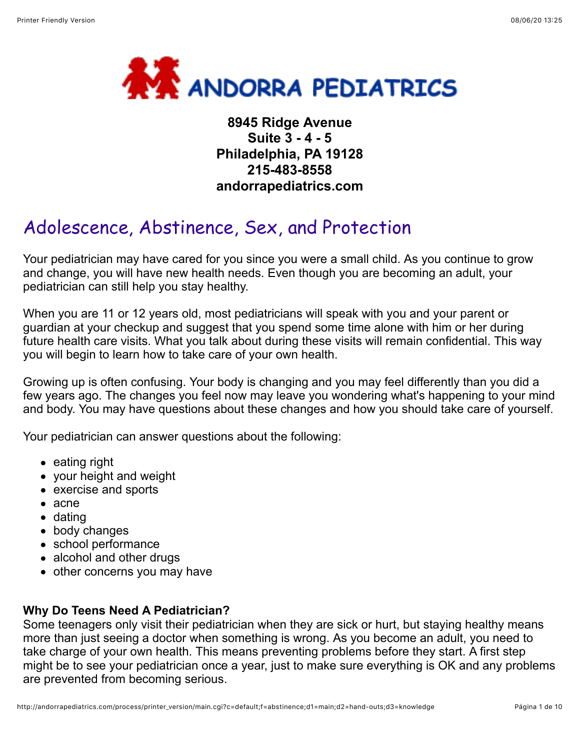# ANDORRA PEDIATRICS

**8945 Ridge Avenue**
**Suite 3 - 4 - 5**
**Philadelphia, PA 19128**
**215-483-8558**
**andorrapediatrics.com**

## Adolescence, Abstinence, Sex, and Protection

Your pediatrician may have cared for you since you were a small child. As you continue to grow and change, you will have new health needs. Even though you are becoming an adult, your pediatrician can still help you stay healthy.

When you are 11 or 12 years old, most pediatricians will speak with you and your parent or guardian at your checkup and suggest that you spend some time alone with him or her during future health care visits. What you talk about during these visits will remain confidential. This way you will begin to learn how to take care of your own health.

Growing up is often confusing. Your body is changing and you may feel differently than you did a few years ago. The changes you feel now may leave you wondering what's happening to your mind and body. You may have questions about these changes and how you should take care of yourself.

Your pediatrician can answer questions about the following:

- eating right
- your height and weight
- exercise and sports
- acne
- dating
- body changes
- school performance
- alcohol and other drugs
- other concerns you may have

**Why Do Teens Need A Pediatrician?**
Some teenagers only visit their pediatrician when they are sick or hurt, but staying healthy means more than just seeing a doctor when something is wrong. As you become an adult, you need to take charge of your own health. This means preventing problems before they start. A first step might be to see your pediatrician once a year, just to make sure everything is OK and any problems are prevented from becoming serious.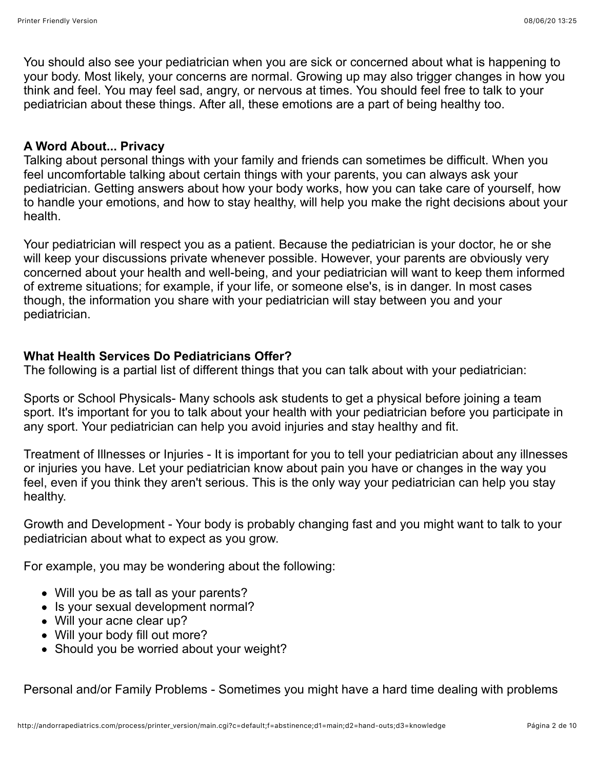You should also see your pediatrician when you are sick or concerned about what is happening to your body. Most likely, your concerns are normal. Growing up may also trigger changes in how you think and feel. You may feel sad, angry, or nervous at times. You should feel free to talk to your pediatrician about these things. After all, these emotions are a part of being healthy too.

**A Word About... Privacy**
Talking about personal things with your family and friends can sometimes be difficult. When you feel uncomfortable talking about certain things with your parents, you can always ask your pediatrician. Getting answers about how your body works, how you can take care of yourself, how to handle your emotions, and how to stay healthy, will help you make the right decisions about your health.

Your pediatrician will respect you as a patient. Because the pediatrician is your doctor, he or she will keep your discussions private whenever possible. However, your parents are obviously very concerned about your health and well-being, and your pediatrician will want to keep them informed of extreme situations; for example, if your life, or someone else's, is in danger. In most cases though, the information you share with your pediatrician will stay between you and your pediatrician.

**What Health Services Do Pediatricians Offer?**
The following is a partial list of different things that you can talk about with your pediatrician:

Sports or School Physicals- Many schools ask students to get a physical before joining a team sport. It's important for you to talk about your health with your pediatrician before you participate in any sport. Your pediatrician can help you avoid injuries and stay healthy and fit.

Treatment of Illnesses or Injuries - It is important for you to tell your pediatrician about any illnesses or injuries you have. Let your pediatrician know about pain you have or changes in the way you feel, even if you think they aren't serious. This is the only way your pediatrician can help you stay healthy.

Growth and Development - Your body is probably changing fast and you might want to talk to your pediatrician about what to expect as you grow.

For example, you may be wondering about the following:

- Will you be as tall as your parents?
- Is your sexual development normal?
- Will your acne clear up?
- Will your body fill out more?
- Should you be worried about your weight?

Personal and/or Family Problems - Sometimes you might have a hard time dealing with problems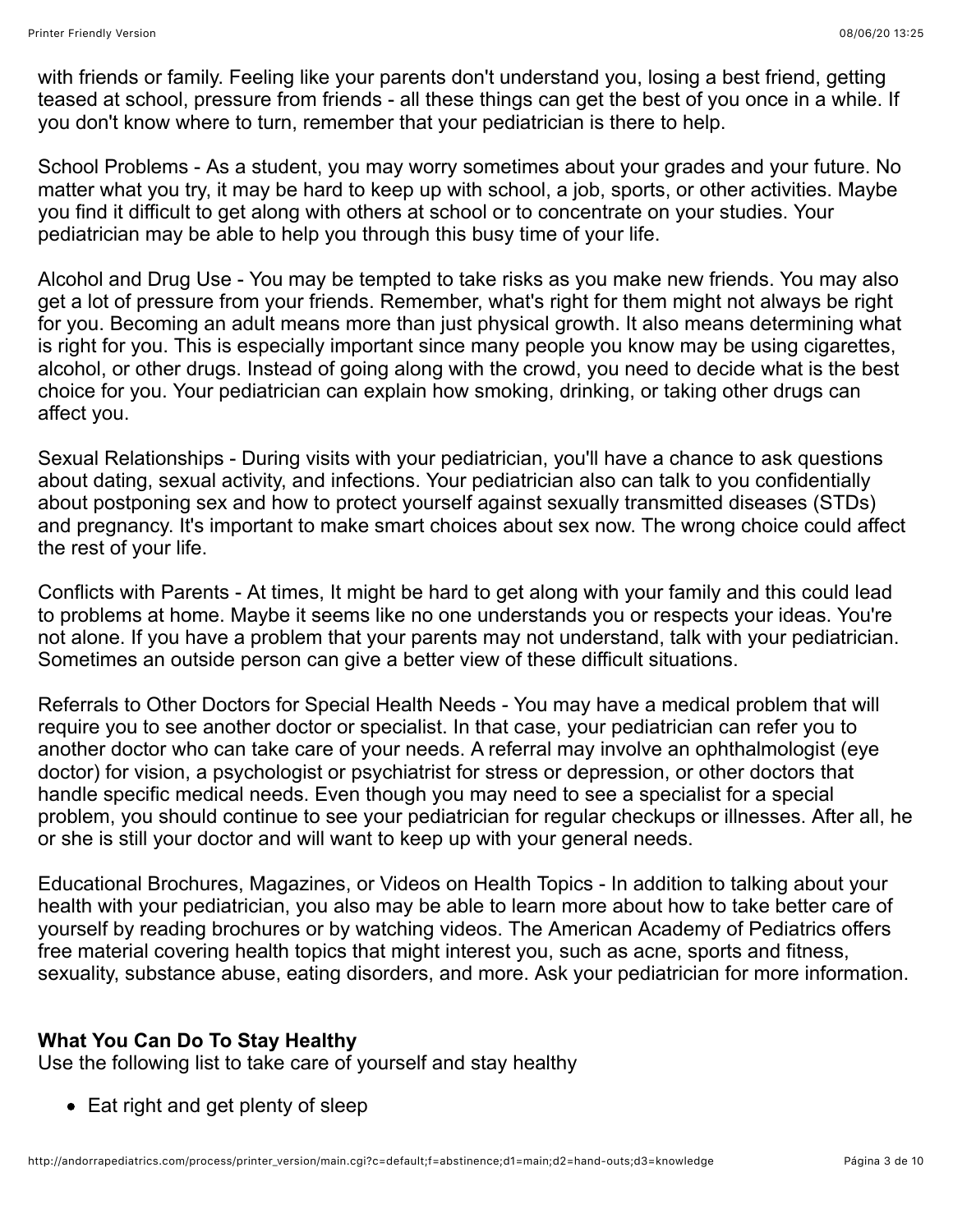with friends or family. Feeling like your parents don't understand you, losing a best friend, getting teased at school, pressure from friends - all these things can get the best of you once in a while. If you don't know where to turn, remember that your pediatrician is there to help.

School Problems - As a student, you may worry sometimes about your grades and your future. No matter what you try, it may be hard to keep up with school, a job, sports, or other activities. Maybe you find it difficult to get along with others at school or to concentrate on your studies. Your pediatrician may be able to help you through this busy time of your life.

Alcohol and Drug Use - You may be tempted to take risks as you make new friends. You may also get a lot of pressure from your friends. Remember, what's right for them might not always be right for you. Becoming an adult means more than just physical growth. It also means determining what is right for you. This is especially important since many people you know may be using cigarettes, alcohol, or other drugs. Instead of going along with the crowd, you need to decide what is the best choice for you. Your pediatrician can explain how smoking, drinking, or taking other drugs can affect you.

Sexual Relationships - During visits with your pediatrician, you'll have a chance to ask questions about dating, sexual activity, and infections. Your pediatrician also can talk to you confidentially about postponing sex and how to protect yourself against sexually transmitted diseases (STDs) and pregnancy. It's important to make smart choices about sex now. The wrong choice could affect the rest of your life.

Conflicts with Parents - At times, It might be hard to get along with your family and this could lead to problems at home. Maybe it seems like no one understands you or respects your ideas. You're not alone. If you have a problem that your parents may not understand, talk with your pediatrician. Sometimes an outside person can give a better view of these difficult situations.

Referrals to Other Doctors for Special Health Needs - You may have a medical problem that will require you to see another doctor or specialist. In that case, your pediatrician can refer you to another doctor who can take care of your needs. A referral may involve an ophthalmologist (eye doctor) for vision, a psychologist or psychiatrist for stress or depression, or other doctors that handle specific medical needs. Even though you may need to see a specialist for a special problem, you should continue to see your pediatrician for regular checkups or illnesses. After all, he or she is still your doctor and will want to keep up with your general needs.

Educational Brochures, Magazines, or Videos on Health Topics - In addition to talking about your health with your pediatrician, you also may be able to learn more about how to take better care of yourself by reading brochures or by watching videos. The American Academy of Pediatrics offers free material covering health topics that might interest you, such as acne, sports and fitness, sexuality, substance abuse, eating disorders, and more. Ask your pediatrician for more information.

**What You Can Do To Stay Healthy**

Use the following list to take care of yourself and stay healthy

- Eat right and get plenty of sleep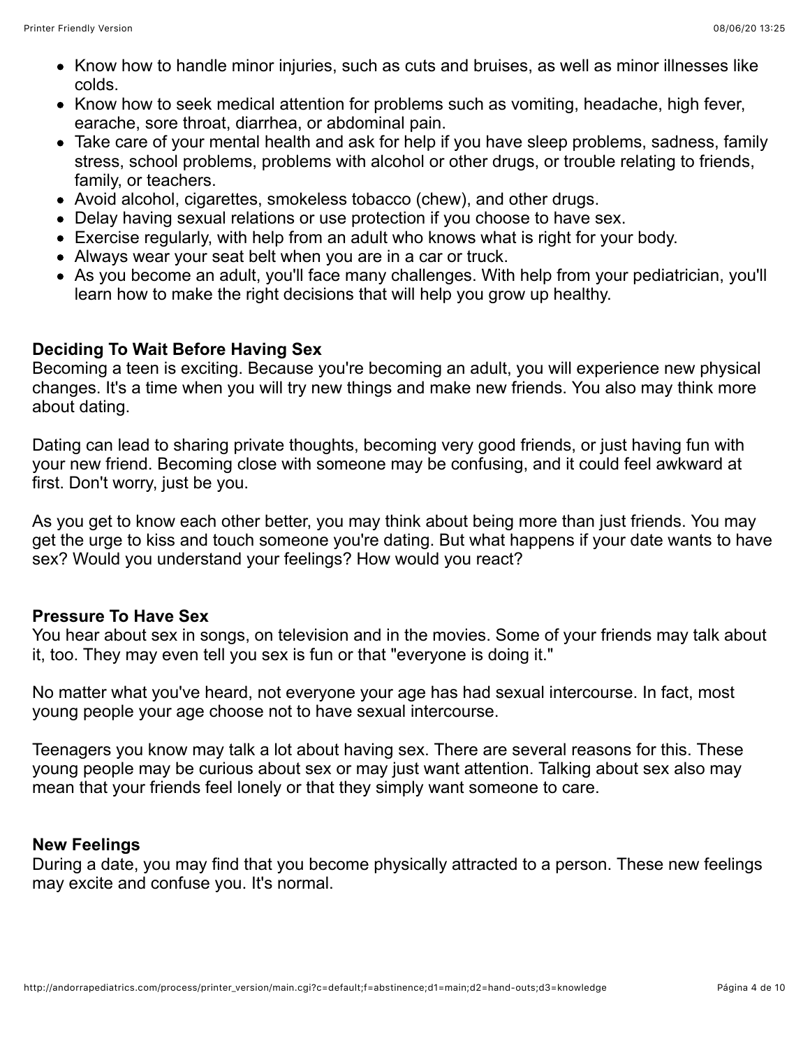- Know how to handle minor injuries, such as cuts and bruises, as well as minor illnesses like colds.
- Know how to seek medical attention for problems such as vomiting, headache, high fever, earache, sore throat, diarrhea, or abdominal pain.
- Take care of your mental health and ask for help if you have sleep problems, sadness, family stress, school problems, problems with alcohol or other drugs, or trouble relating to friends, family, or teachers.
- Avoid alcohol, cigarettes, smokeless tobacco (chew), and other drugs.
- Delay having sexual relations or use protection if you choose to have sex.
- Exercise regularly, with help from an adult who knows what is right for your body.
- Always wear your seat belt when you are in a car or truck.
- As you become an adult, you'll face many challenges. With help from your pediatrician, you'll learn how to make the right decisions that will help you grow up healthy.

**Deciding To Wait Before Having Sex**

Becoming a teen is exciting. Because you're becoming an adult, you will experience new physical changes. It's a time when you will try new things and make new friends. You also may think more about dating.

Dating can lead to sharing private thoughts, becoming very good friends, or just having fun with your new friend. Becoming close with someone may be confusing, and it could feel awkward at first. Don't worry, just be you.

As you get to know each other better, you may think about being more than just friends. You may get the urge to kiss and touch someone you're dating. But what happens if your date wants to have sex? Would you understand your feelings? How would you react?

**Pressure To Have Sex**

You hear about sex in songs, on television and in the movies. Some of your friends may talk about it, too. They may even tell you sex is fun or that "everyone is doing it."

No matter what you've heard, not everyone your age has had sexual intercourse. In fact, most young people your age choose not to have sexual intercourse.

Teenagers you know may talk a lot about having sex. There are several reasons for this. These young people may be curious about sex or may just want attention. Talking about sex also may mean that your friends feel lonely or that they simply want someone to care.

**New Feelings**

During a date, you may find that you become physically attracted to a person. These new feelings may excite and confuse you. It's normal.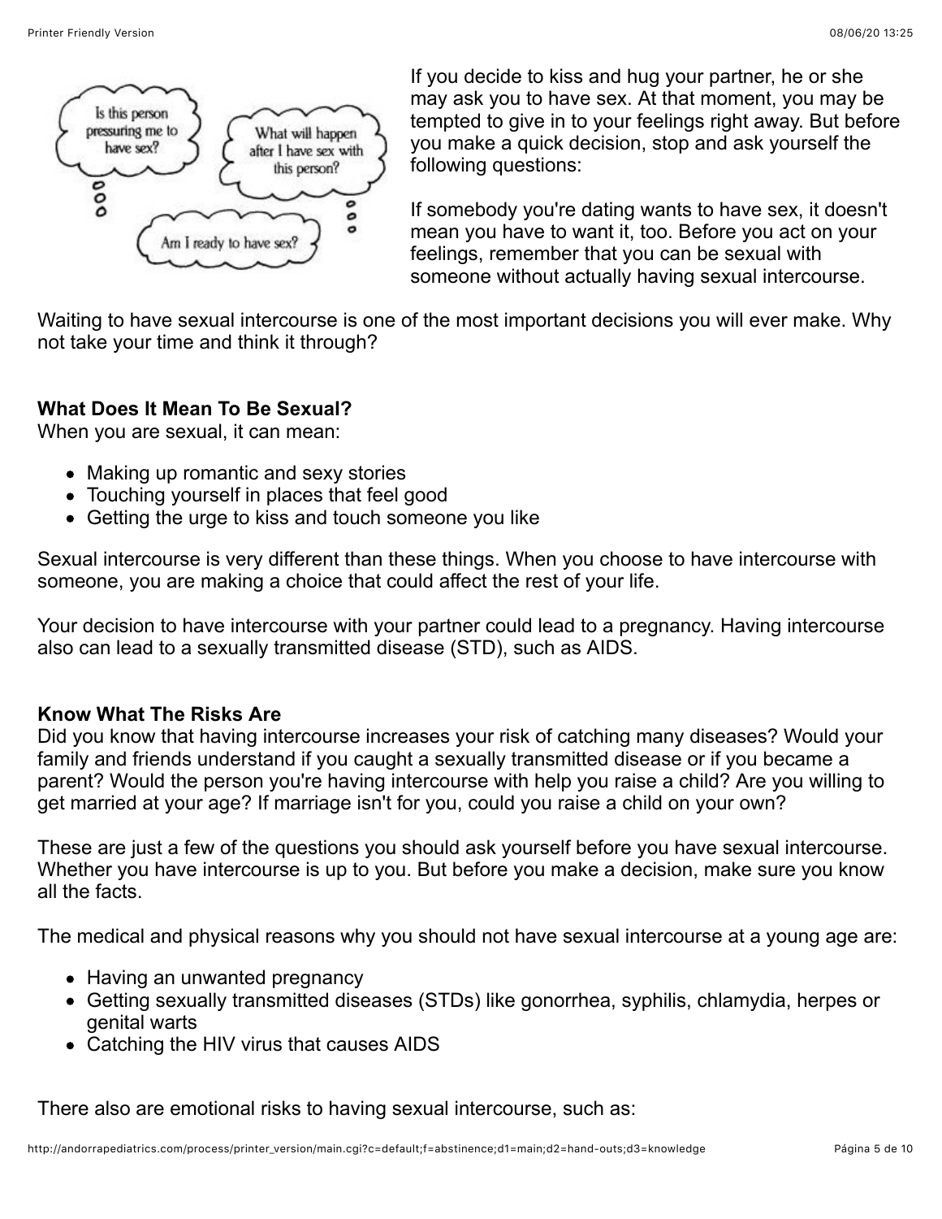If you decide to kiss and hug your partner, he or she may ask you to have sex. At that moment, you may be tempted to give in to your feelings right away. But before you make a quick decision, stop and ask yourself the following questions:

If somebody you're dating wants to have sex, it doesn't mean you have to want it, too. Before you act on your feelings, remember that you can be sexual with someone without actually having sexual intercourse.

Waiting to have sexual intercourse is one of the most important decisions you will ever make. Why not take your time and think it through?

**What Does It Mean To Be Sexual?**
When you are sexual, it can mean:

- Making up romantic and sexy stories
- Touching yourself in places that feel good
- Getting the urge to kiss and touch someone you like

Sexual intercourse is very different than these things. When you choose to have intercourse with someone, you are making a choice that could affect the rest of your life.

Your decision to have intercourse with your partner could lead to a pregnancy. Having intercourse also can lead to a sexually transmitted disease (STD), such as AIDS.

**Know What The Risks Are**
Did you know that having intercourse increases your risk of catching many diseases? Would your family and friends understand if you caught a sexually transmitted disease or if you became a parent? Would the person you're having intercourse with help you raise a child? Are you willing to get married at your age? If marriage isn't for you, could you raise a child on your own?

These are just a few of the questions you should ask yourself before you have sexual intercourse. Whether you have intercourse is up to you. But before you make a decision, make sure you know all the facts.

The medical and physical reasons why you should not have sexual intercourse at a young age are:

- Having an unwanted pregnancy
- Getting sexually transmitted diseases (STDs) like gonorrhea, syphilis, chlamydia, herpes or genital warts
- Catching the HIV virus that causes AIDS

There also are emotional risks to having sexual intercourse, such as: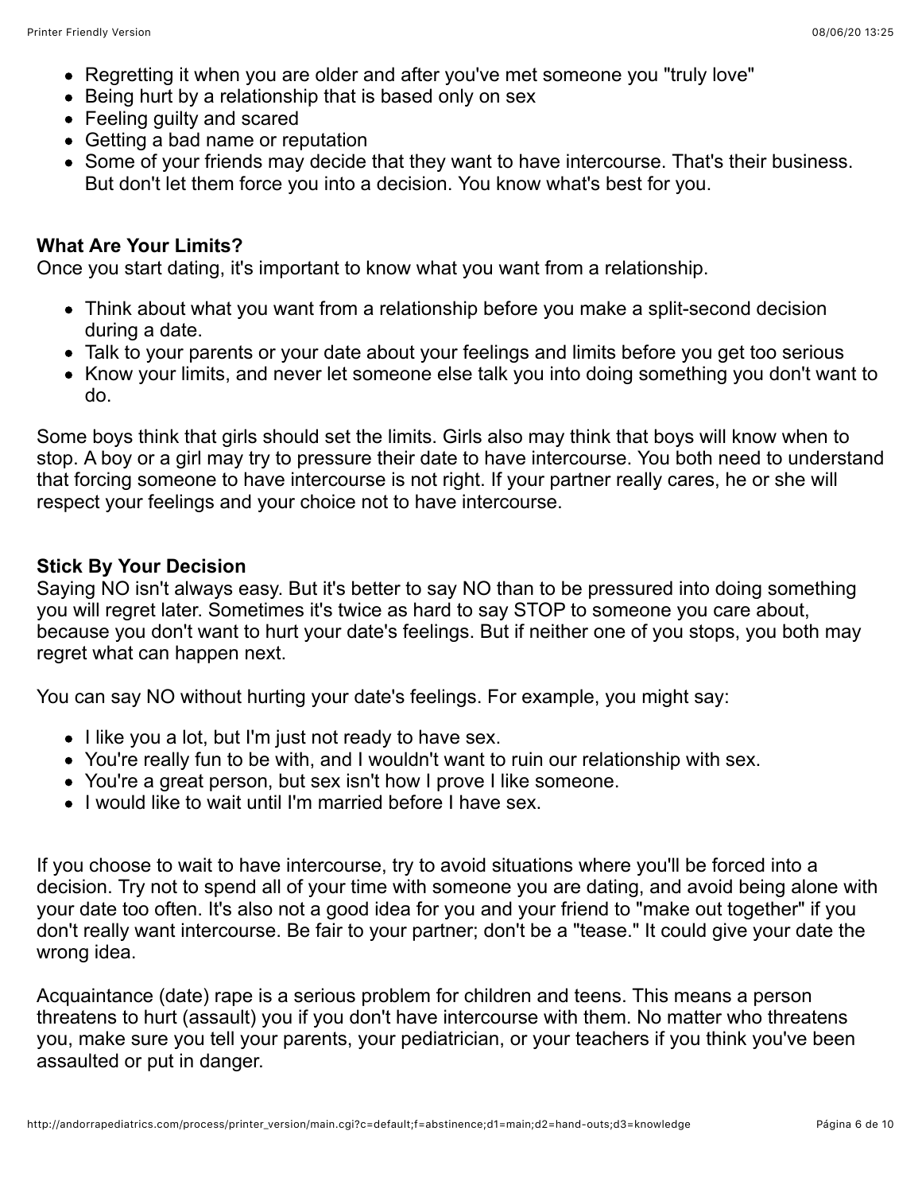- Regretting it when you are older and after you've met someone you "truly love"
- Being hurt by a relationship that is based only on sex
- Feeling guilty and scared
- Getting a bad name or reputation
- Some of your friends may decide that they want to have intercourse. That's their business. But don't let them force you into a decision. You know what's best for you.

**What Are Your Limits?**
Once you start dating, it's important to know what you want from a relationship.

- Think about what you want from a relationship before you make a split-second decision during a date.
- Talk to your parents or your date about your feelings and limits before you get too serious
- Know your limits, and never let someone else talk you into doing something you don't want to do.

Some boys think that girls should set the limits. Girls also may think that boys will know when to stop. A boy or a girl may try to pressure their date to have intercourse. You both need to understand that forcing someone to have intercourse is not right. If your partner really cares, he or she will respect your feelings and your choice not to have intercourse.

**Stick By Your Decision**
Saying NO isn't always easy. But it's better to say NO than to be pressured into doing something you will regret later. Sometimes it's twice as hard to say STOP to someone you care about, because you don't want to hurt your date's feelings. But if neither one of you stops, you both may regret what can happen next.

You can say NO without hurting your date's feelings. For example, you might say:

- I like you a lot, but I'm just not ready to have sex.
- You're really fun to be with, and I wouldn't want to ruin our relationship with sex.
- You're a great person, but sex isn't how I prove I like someone.
- I would like to wait until I'm married before I have sex.

If you choose to wait to have intercourse, try to avoid situations where you'll be forced into a decision. Try not to spend all of your time with someone you are dating, and avoid being alone with your date too often. It's also not a good idea for you and your friend to "make out together" if you don't really want intercourse. Be fair to your partner; don't be a "tease." It could give your date the wrong idea.

Acquaintance (date) rape is a serious problem for children and teens. This means a person threatens to hurt (assault) you if you don't have intercourse with them. No matter who threatens you, make sure you tell your parents, your pediatrician, or your teachers if you think you've been assaulted or put in danger.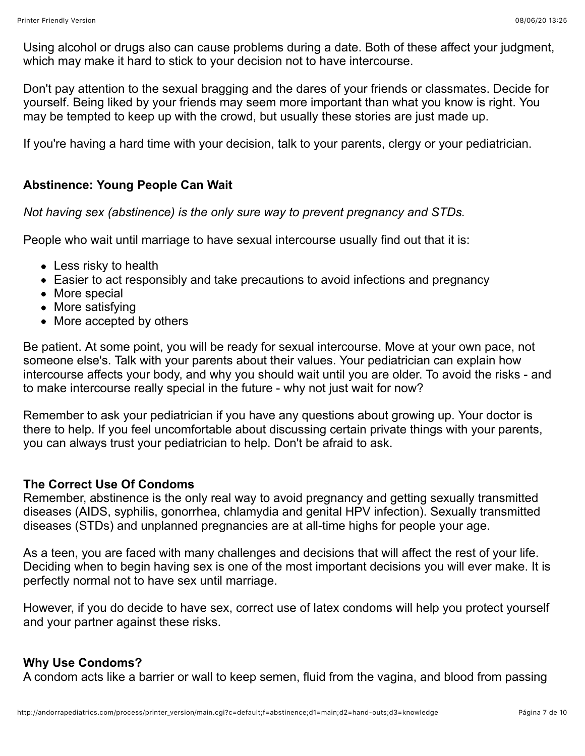Using alcohol or drugs also can cause problems during a date. Both of these affect your judgment, which may make it hard to stick to your decision not to have intercourse.

Don't pay attention to the sexual bragging and the dares of your friends or classmates. Decide for yourself. Being liked by your friends may seem more important than what you know is right. You may be tempted to keep up with the crowd, but usually these stories are just made up.

If you're having a hard time with your decision, talk to your parents, clergy or your pediatrician.

### Abstinence: Young People Can Wait

*Not having sex (abstinence) is the only sure way to prevent pregnancy and STDs.*

People who wait until marriage to have sexual intercourse usually find out that it is:

- Less risky to health
- Easier to act responsibly and take precautions to avoid infections and pregnancy
- More special
- More satisfying
- More accepted by others

Be patient. At some point, you will be ready for sexual intercourse. Move at your own pace, not someone else's. Talk with your parents about their values. Your pediatrician can explain how intercourse affects your body, and why you should wait until you are older. To avoid the risks - and to make intercourse really special in the future - why not just wait for now?

Remember to ask your pediatrician if you have any questions about growing up. Your doctor is there to help. If you feel uncomfortable about discussing certain private things with your parents, you can always trust your pediatrician to help. Don't be afraid to ask.

### The Correct Use Of Condoms

Remember, abstinence is the only real way to avoid pregnancy and getting sexually transmitted diseases (AIDS, syphilis, gonorrhea, chlamydia and genital HPV infection). Sexually transmitted diseases (STDs) and unplanned pregnancies are at all-time highs for people your age.

As a teen, you are faced with many challenges and decisions that will affect the rest of your life. Deciding when to begin having sex is one of the most important decisions you will ever make. It is perfectly normal not to have sex until marriage.

However, if you do decide to have sex, correct use of latex condoms will help you protect yourself and your partner against these risks.

### Why Use Condoms?

A condom acts like a barrier or wall to keep semen, fluid from the vagina, and blood from passing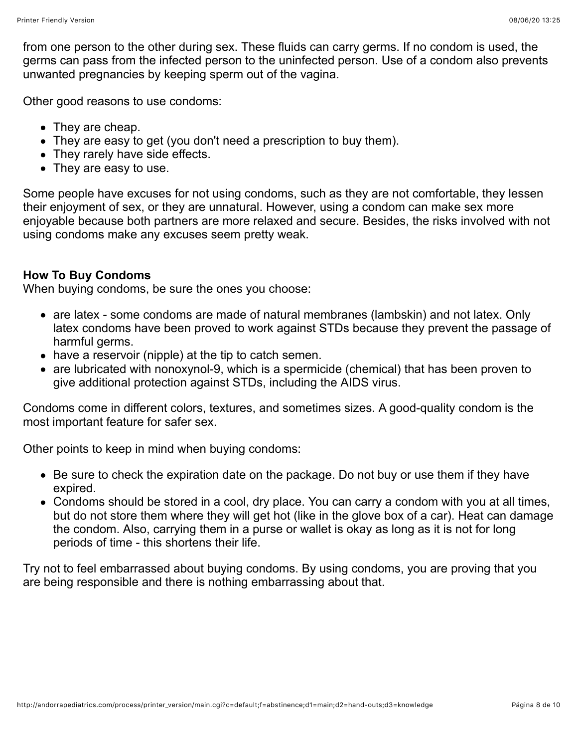from one person to the other during sex. These fluids can carry germs. If no condom is used, the germs can pass from the infected person to the uninfected person. Use of a condom also prevents unwanted pregnancies by keeping sperm out of the vagina.

Other good reasons to use condoms:

- They are cheap.
- They are easy to get (you don't need a prescription to buy them).
- They rarely have side effects.
- They are easy to use.

Some people have excuses for not using condoms, such as they are not comfortable, they lessen their enjoyment of sex, or they are unnatural. However, using a condom can make sex more enjoyable because both partners are more relaxed and secure. Besides, the risks involved with not using condoms make any excuses seem pretty weak.

**How To Buy Condoms**

When buying condoms, be sure the ones you choose:

- are latex - some condoms are made of natural membranes (lambskin) and not latex. Only latex condoms have been proved to work against STDs because they prevent the passage of harmful germs.
- have a reservoir (nipple) at the tip to catch semen.
- are lubricated with nonoxynol-9, which is a spermicide (chemical) that has been proven to give additional protection against STDs, including the AIDS virus.

Condoms come in different colors, textures, and sometimes sizes. A good-quality condom is the most important feature for safer sex.

Other points to keep in mind when buying condoms:

- Be sure to check the expiration date on the package. Do not buy or use them if they have expired.
- Condoms should be stored in a cool, dry place. You can carry a condom with you at all times, but do not store them where they will get hot (like in the glove box of a car). Heat can damage the condom. Also, carrying them in a purse or wallet is okay as long as it is not for long periods of time - this shortens their life.

Try not to feel embarrassed about buying condoms. By using condoms, you are proving that you are being responsible and there is nothing embarrassing about that.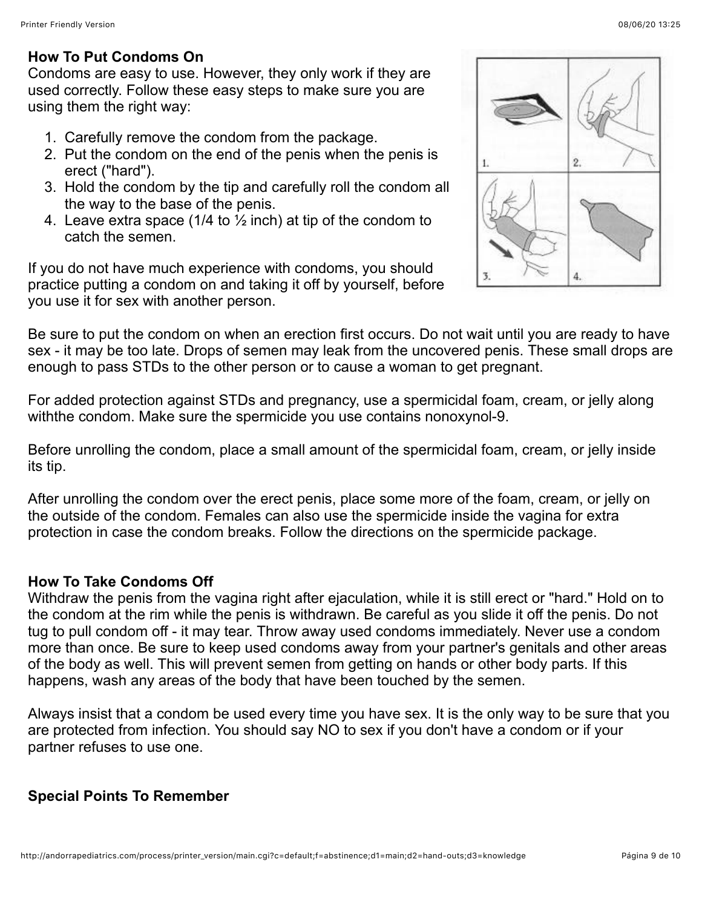**How To Put Condoms On**

Condoms are easy to use. However, they only work if they are used correctly. Follow these easy steps to make sure you are using them the right way:

1. Carefully remove the condom from the package.
2. Put the condom on the end of the penis when the penis is erect ("hard").
3. Hold the condom by the tip and carefully roll the condom all the way to the base of the penis.
4. Leave extra space (1/4 to ½ inch) at tip of the condom to catch the semen.

If you do not have much experience with condoms, you should practice putting a condom on and taking it off by yourself, before you use it for sex with another person.

Be sure to put the condom on when an erection first occurs. Do not wait until you are ready to have sex - it may be too late. Drops of semen may leak from the uncovered penis. These small drops are enough to pass STDs to the other person or to cause a woman to get pregnant.

For added protection against STDs and pregnancy, use a spermicidal foam, cream, or jelly along withthe condom. Make sure the spermicide you use contains nonoxynol-9.

Before unrolling the condom, place a small amount of the spermicidal foam, cream, or jelly inside its tip.

After unrolling the condom over the erect penis, place some more of the foam, cream, or jelly on the outside of the condom. Females can also use the spermicide inside the vagina for extra protection in case the condom breaks. Follow the directions on the spermicide package.

**How To Take Condoms Off**

Withdraw the penis from the vagina right after ejaculation, while it is still erect or "hard." Hold on to the condom at the rim while the penis is withdrawn. Be careful as you slide it off the penis. Do not tug to pull condom off - it may tear. Throw away used condoms immediately. Never use a condom more than once. Be sure to keep used condoms away from your partner's genitals and other areas of the body as well. This will prevent semen from getting on hands or other body parts. If this happens, wash any areas of the body that have been touched by the semen.

Always insist that a condom be used every time you have sex. It is the only way to be sure that you are protected from infection. You should say NO to sex if you don't have a condom or if your partner refuses to use one.

**Special Points To Remember**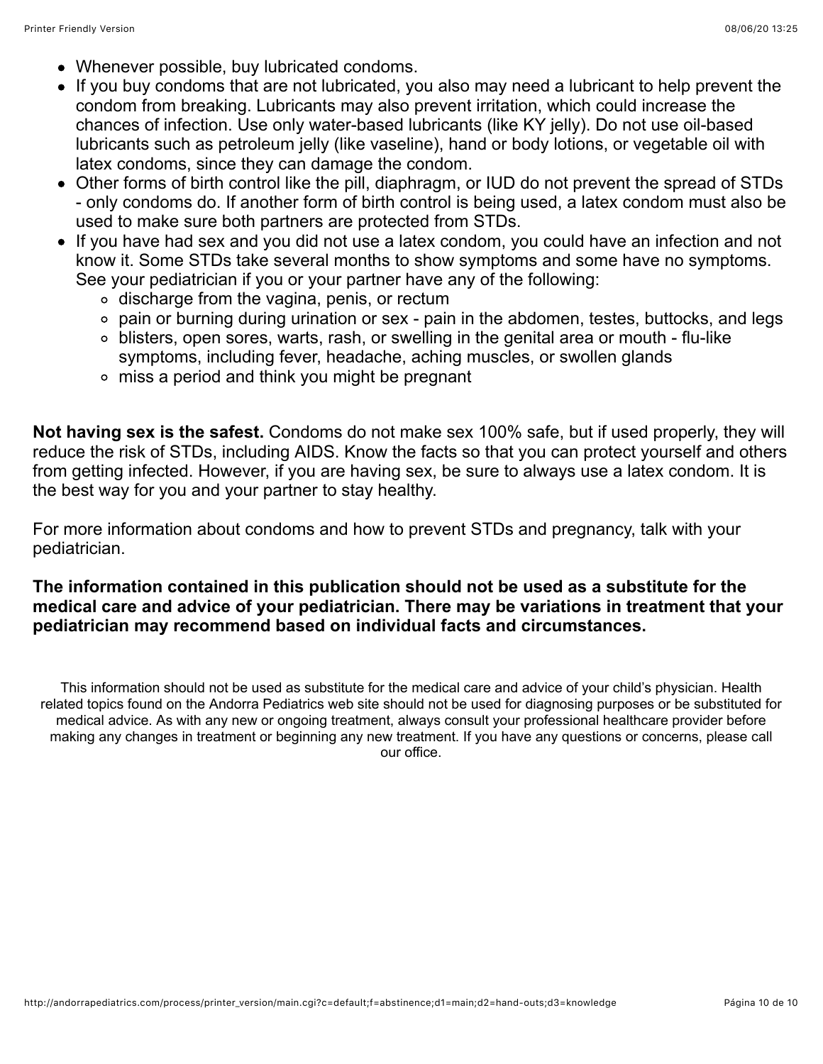- Whenever possible, buy lubricated condoms.
- If you buy condoms that are not lubricated, you also may need a lubricant to help prevent the condom from breaking. Lubricants may also prevent irritation, which could increase the chances of infection. Use only water-based lubricants (like KY jelly). Do not use oil-based lubricants such as petroleum jelly (like vaseline), hand or body lotions, or vegetable oil with latex condoms, since they can damage the condom.
- Other forms of birth control like the pill, diaphragm, or IUD do not prevent the spread of STDs - only condoms do. If another form of birth control is being used, a latex condom must also be used to make sure both partners are protected from STDs.
- If you have had sex and you did not use a latex condom, you could have an infection and not know it. Some STDs take several months to show symptoms and some have no symptoms. See your pediatrician if you or your partner have any of the following:
  - discharge from the vagina, penis, or rectum
  - pain or burning during urination or sex - pain in the abdomen, testes, buttocks, and legs
  - blisters, open sores, warts, rash, or swelling in the genital area or mouth - flu-like symptoms, including fever, headache, aching muscles, or swollen glands
  - miss a period and think you might be pregnant

**Not having sex is the safest.** Condoms do not make sex 100% safe, but if used properly, they will reduce the risk of STDs, including AIDS. Know the facts so that you can protect yourself and others from getting infected. However, if you are having sex, be sure to always use a latex condom. It is the best way for you and your partner to stay healthy.

For more information about condoms and how to prevent STDs and pregnancy, talk with your pediatrician.

**The information contained in this publication should not be used as a substitute for the medical care and advice of your pediatrician. There may be variations in treatment that your pediatrician may recommend based on individual facts and circumstances.**

This information should not be used as substitute for the medical care and advice of your child's physician. Health related topics found on the Andorra Pediatrics web site should not be used for diagnosing purposes or be substituted for medical advice. As with any new or ongoing treatment, always consult your professional healthcare provider before making any changes in treatment or beginning any new treatment. If you have any questions or concerns, please call our office.